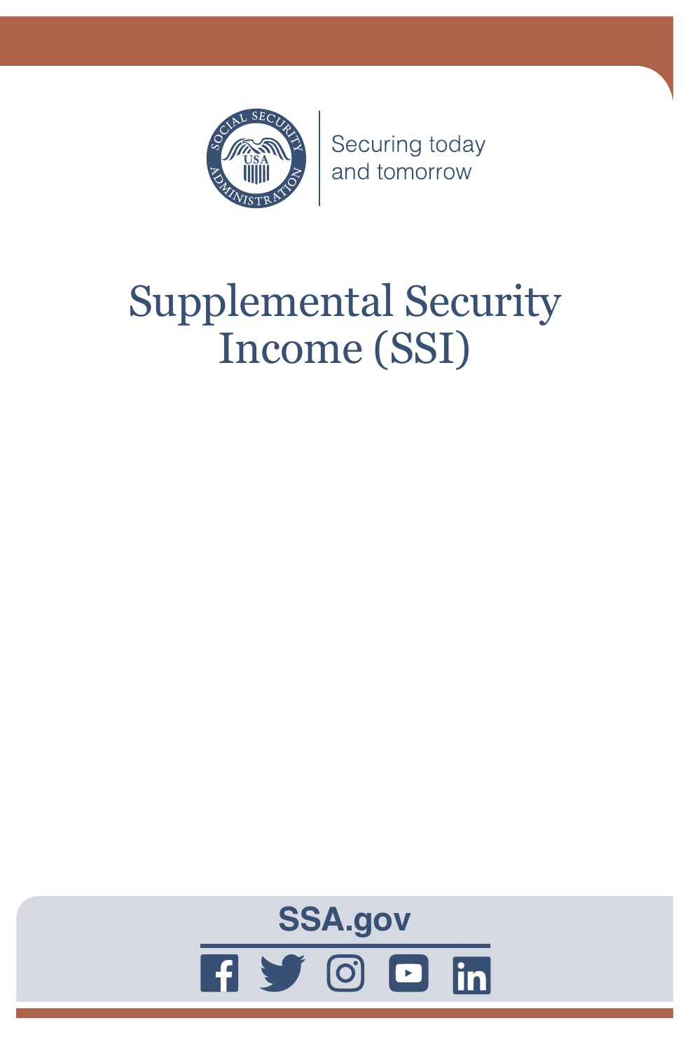Securing today
and tomorrow

# Supplemental Security Income (SSI)

SSA.gov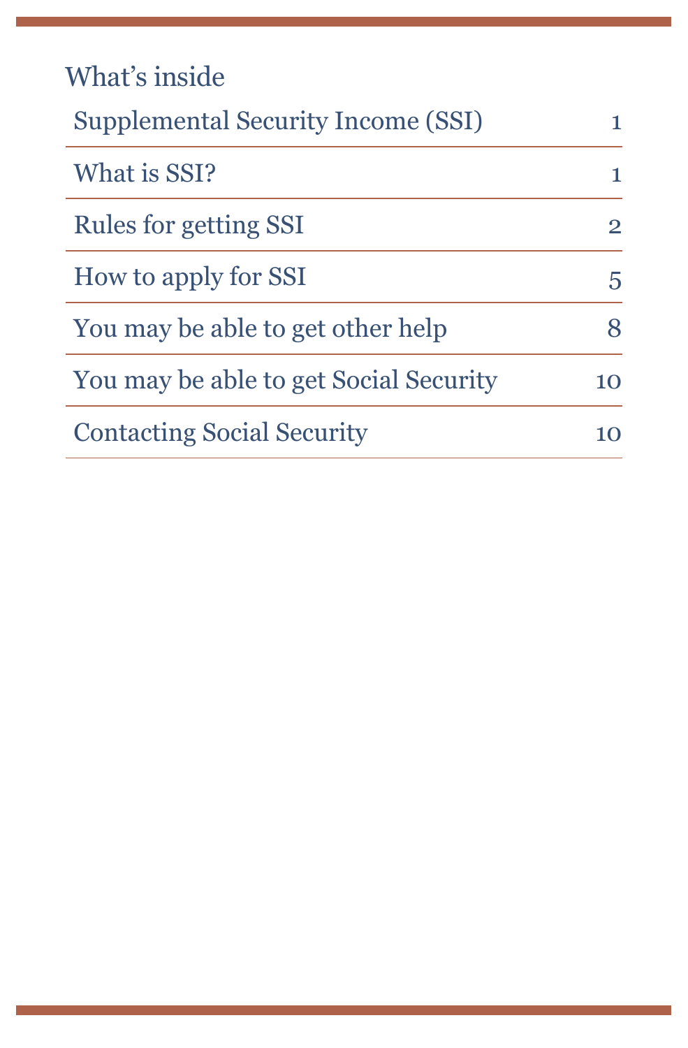## What's inside

| | |
|---|---|
| Supplemental Security Income (SSI) | 1 |
| What is SSI? | 1 |
| Rules for getting SSI | 2 |
| How to apply for SSI | 5 |
| You may be able to get other help | 8 |
| You may be able to get Social Security | 10 |
| Contacting Social Security | 10 |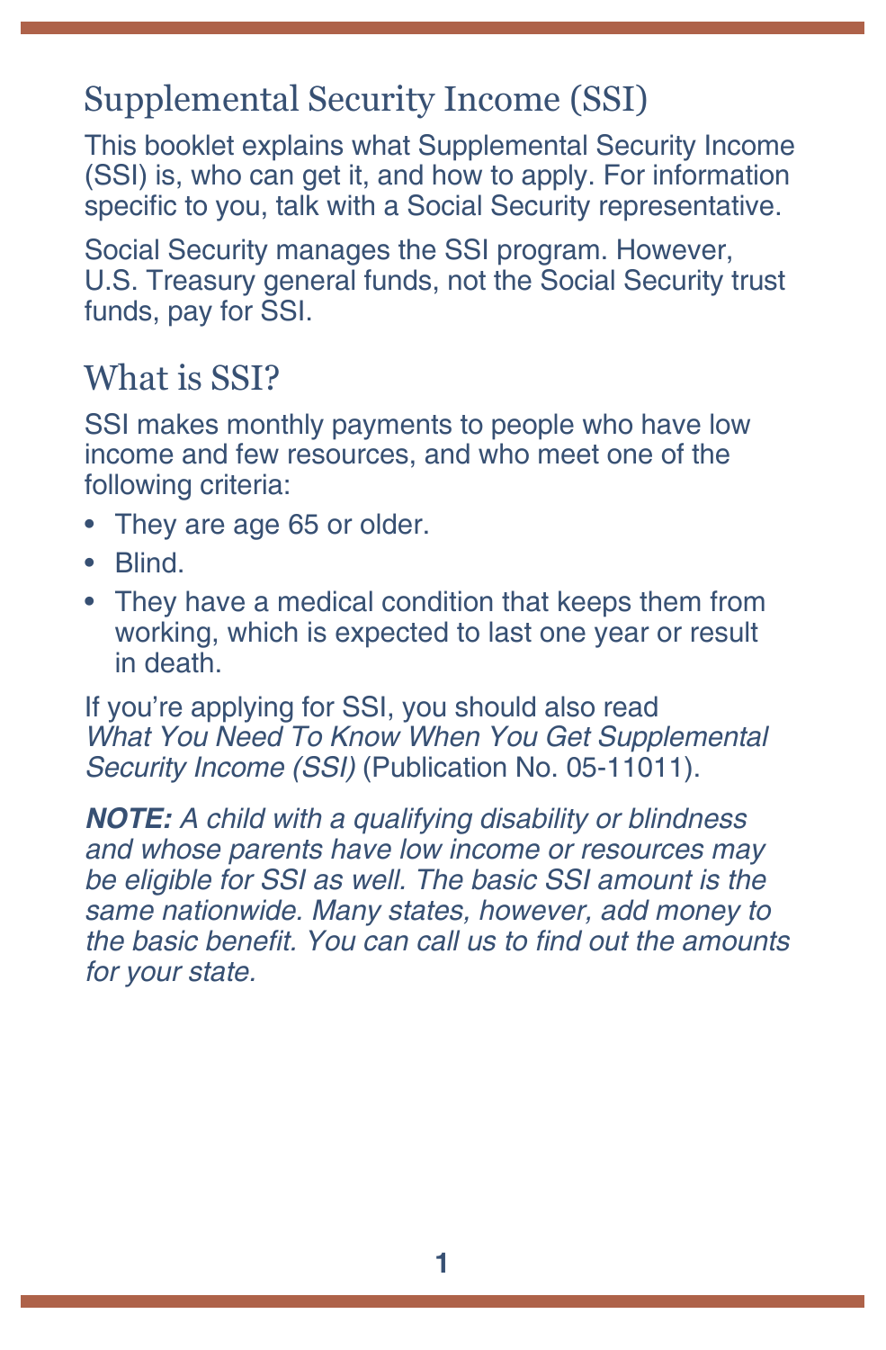## Supplemental Security Income (SSI)

This booklet explains what Supplemental Security Income (SSI) is, who can get it, and how to apply. For information specific to you, talk with a Social Security representative.

Social Security manages the SSI program. However, U.S. Treasury general funds, not the Social Security trust funds, pay for SSI.

## What is SSI?

SSI makes monthly payments to people who have low income and few resources, and who meet one of the following criteria:

- They are age 65 or older.
- Blind.
- They have a medical condition that keeps them from working, which is expected to last one year or result in death.

If you're applying for SSI, you should also read *What You Need To Know When You Get Supplemental Security Income (SSI)* (Publication No. 05-11011).

***NOTE:*** *A child with a qualifying disability or blindness and whose parents have low income or resources may be eligible for SSI as well. The basic SSI amount is the same nationwide. Many states, however, add money to the basic benefit. You can call us to find out the amounts for your state.*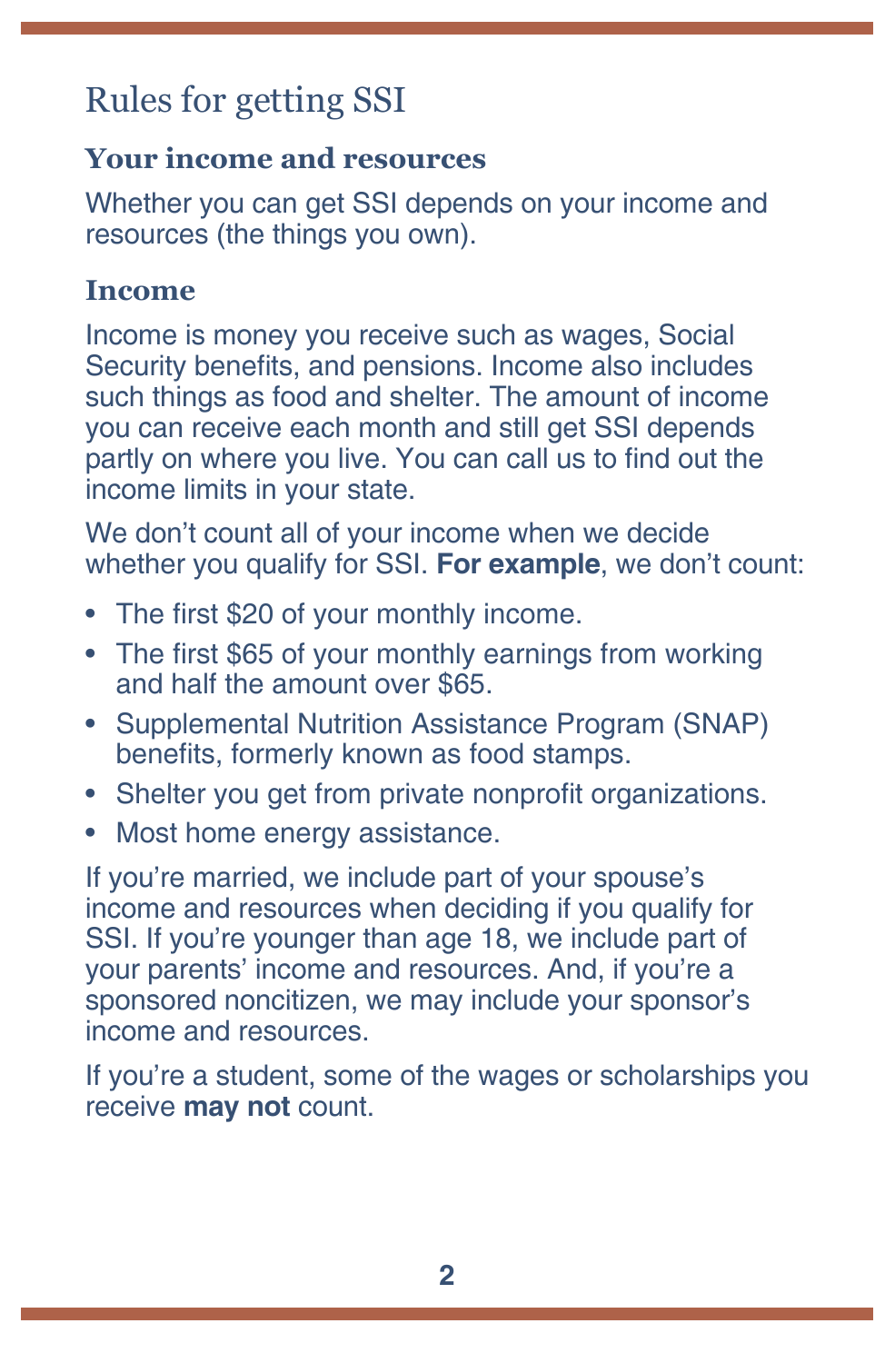## Rules for getting SSI

### Your income and resources

Whether you can get SSI depends on your income and resources (the things you own).

### Income

Income is money you receive such as wages, Social Security benefits, and pensions. Income also includes such things as food and shelter. The amount of income you can receive each month and still get SSI depends partly on where you live. You can call us to find out the income limits in your state.

We don't count all of your income when we decide whether you qualify for SSI. **For example**, we don't count:

- The first $20 of your monthly income.
- The first $65 of your monthly earnings from working and half the amount over $65.
- Supplemental Nutrition Assistance Program (SNAP) benefits, formerly known as food stamps.
- Shelter you get from private nonprofit organizations.
- Most home energy assistance.

If you're married, we include part of your spouse's income and resources when deciding if you qualify for SSI. If you're younger than age 18, we include part of your parents' income and resources. And, if you're a sponsored noncitizen, we may include your sponsor's income and resources.

If you're a student, some of the wages or scholarships you receive **may not** count.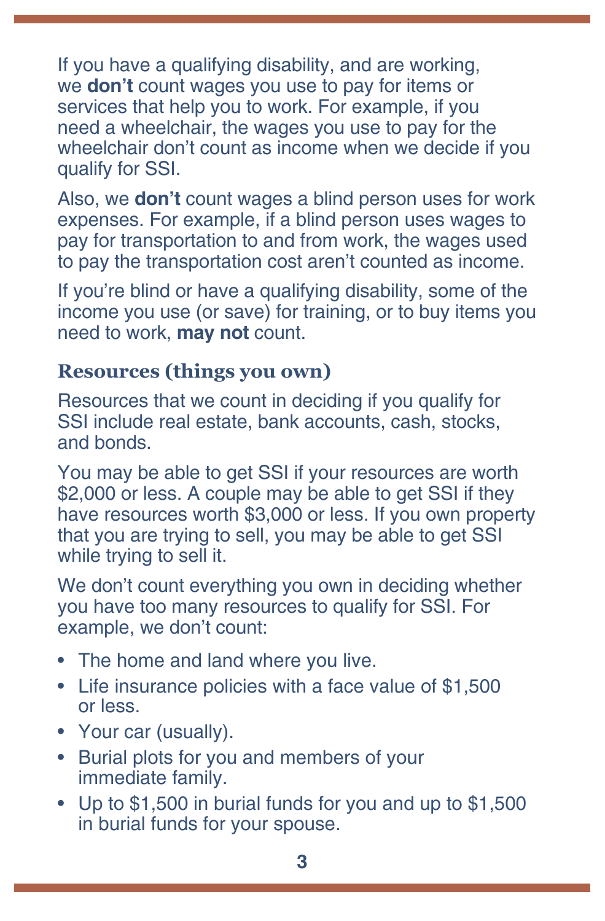If you have a qualifying disability, and are working, we **don't** count wages you use to pay for items or services that help you to work. For example, if you need a wheelchair, the wages you use to pay for the wheelchair don't count as income when we decide if you qualify for SSI.

Also, we **don't** count wages a blind person uses for work expenses. For example, if a blind person uses wages to pay for transportation to and from work, the wages used to pay the transportation cost aren't counted as income.

If you're blind or have a qualifying disability, some of the income you use (or save) for training, or to buy items you need to work, **may not** count.

### Resources (things you own)

Resources that we count in deciding if you qualify for SSI include real estate, bank accounts, cash, stocks, and bonds.

You may be able to get SSI if your resources are worth $2,000 or less. A couple may be able to get SSI if they have resources worth $3,000 or less. If you own property that you are trying to sell, you may be able to get SSI while trying to sell it.

We don't count everything you own in deciding whether you have too many resources to qualify for SSI. For example, we don't count:

- The home and land where you live.
- Life insurance policies with a face value of $1,500 or less.
- Your car (usually).
- Burial plots for you and members of your immediate family.
- Up to $1,500 in burial funds for you and up to $1,500 in burial funds for your spouse.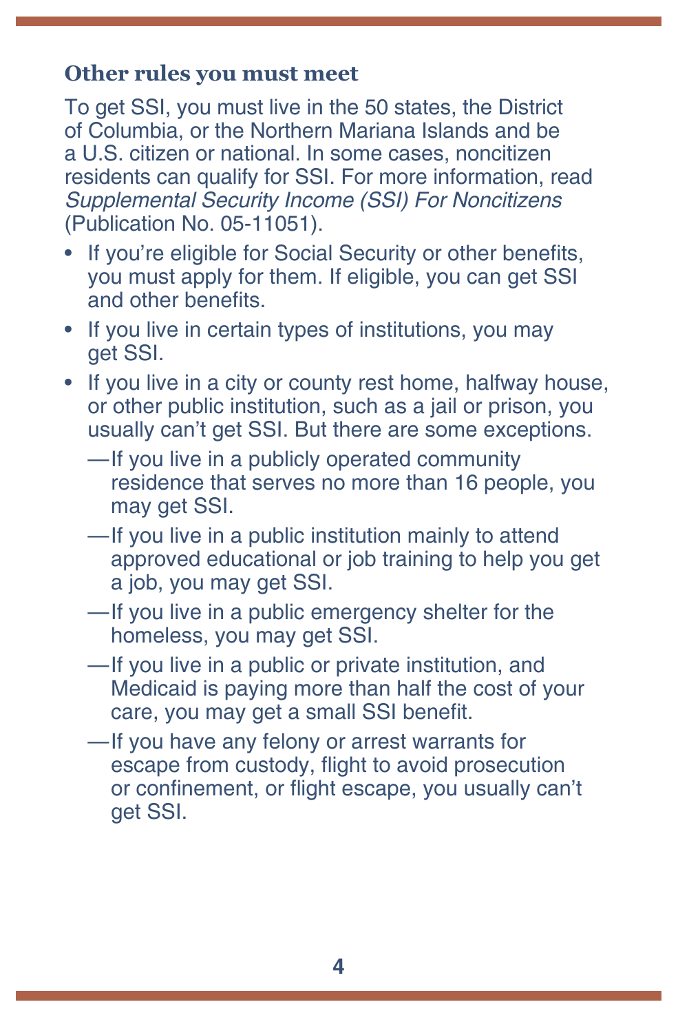### Other rules you must meet

To get SSI, you must live in the 50 states, the District of Columbia, or the Northern Mariana Islands and be a U.S. citizen or national. In some cases, noncitizen residents can qualify for SSI. For more information, read *Supplemental Security Income (SSI) For Noncitizens* (Publication No. 05-11051).

- If you're eligible for Social Security or other benefits, you must apply for them. If eligible, you can get SSI and other benefits.
- If you live in certain types of institutions, you may get SSI.
- If you live in a city or county rest home, halfway house, or other public institution, such as a jail or prison, you usually can't get SSI. But there are some exceptions.
  - —If you live in a publicly operated community residence that serves no more than 16 people, you may get SSI.
  - —If you live in a public institution mainly to attend approved educational or job training to help you get a job, you may get SSI.
  - —If you live in a public emergency shelter for the homeless, you may get SSI.
  - —If you live in a public or private institution, and Medicaid is paying more than half the cost of your care, you may get a small SSI benefit.
  - —If you have any felony or arrest warrants for escape from custody, flight to avoid prosecution or confinement, or flight escape, you usually can't get SSI.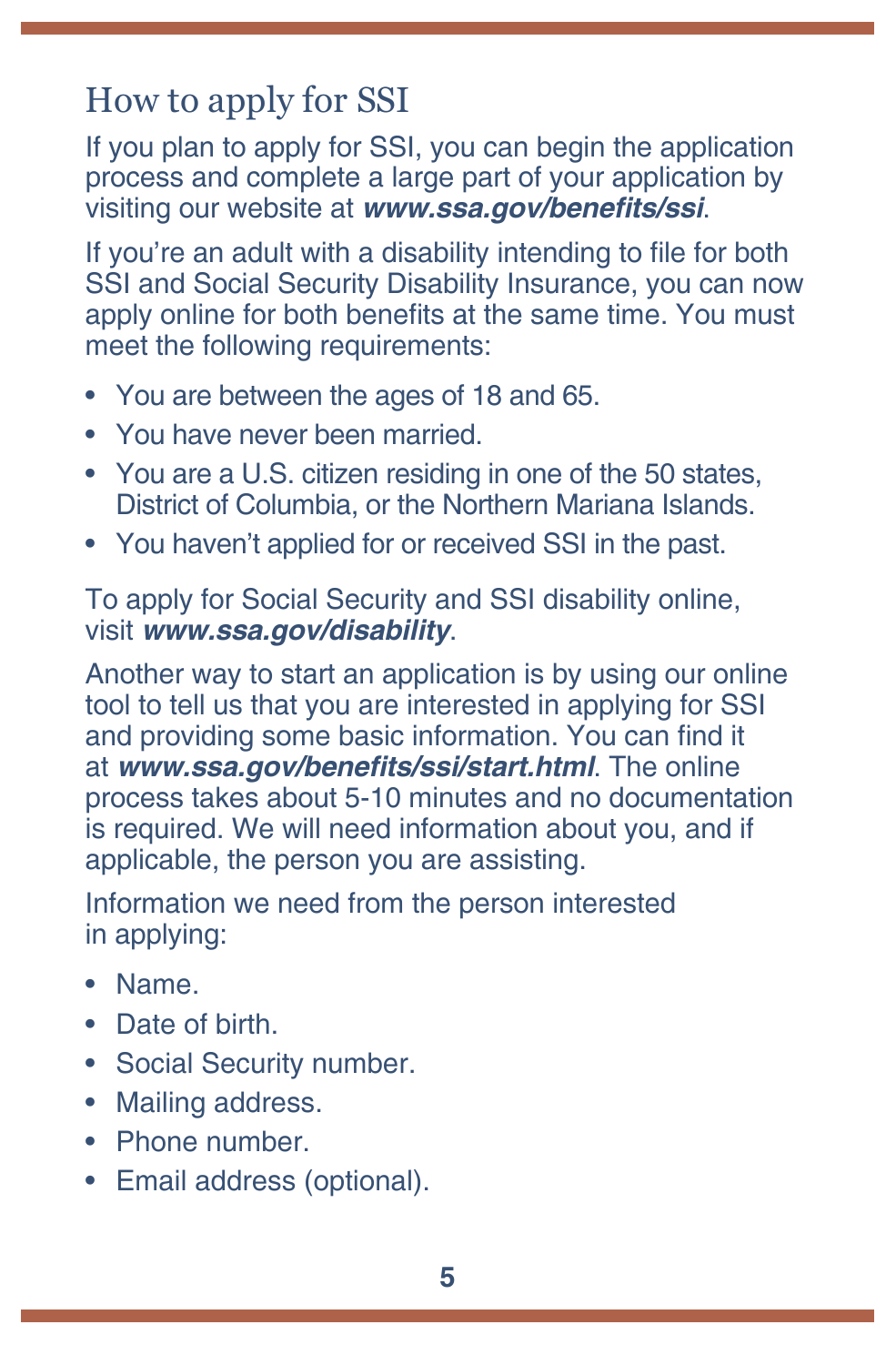## How to apply for SSI

If you plan to apply for SSI, you can begin the application process and complete a large part of your application by visiting our website at ***www.ssa.gov/benefits/ssi***.

If you're an adult with a disability intending to file for both SSI and Social Security Disability Insurance, you can now apply online for both benefits at the same time. You must meet the following requirements:

- You are between the ages of 18 and 65.
- You have never been married.
- You are a U.S. citizen residing in one of the 50 states, District of Columbia, or the Northern Mariana Islands.
- You haven't applied for or received SSI in the past.

To apply for Social Security and SSI disability online, visit ***www.ssa.gov/disability***.

Another way to start an application is by using our online tool to tell us that you are interested in applying for SSI and providing some basic information. You can find it at ***www.ssa.gov/benefits/ssi/start.html***. The online process takes about 5-10 minutes and no documentation is required. We will need information about you, and if applicable, the person you are assisting.

Information we need from the person interested in applying:

- Name.
- Date of birth.
- Social Security number.
- Mailing address.
- Phone number.
- Email address (optional).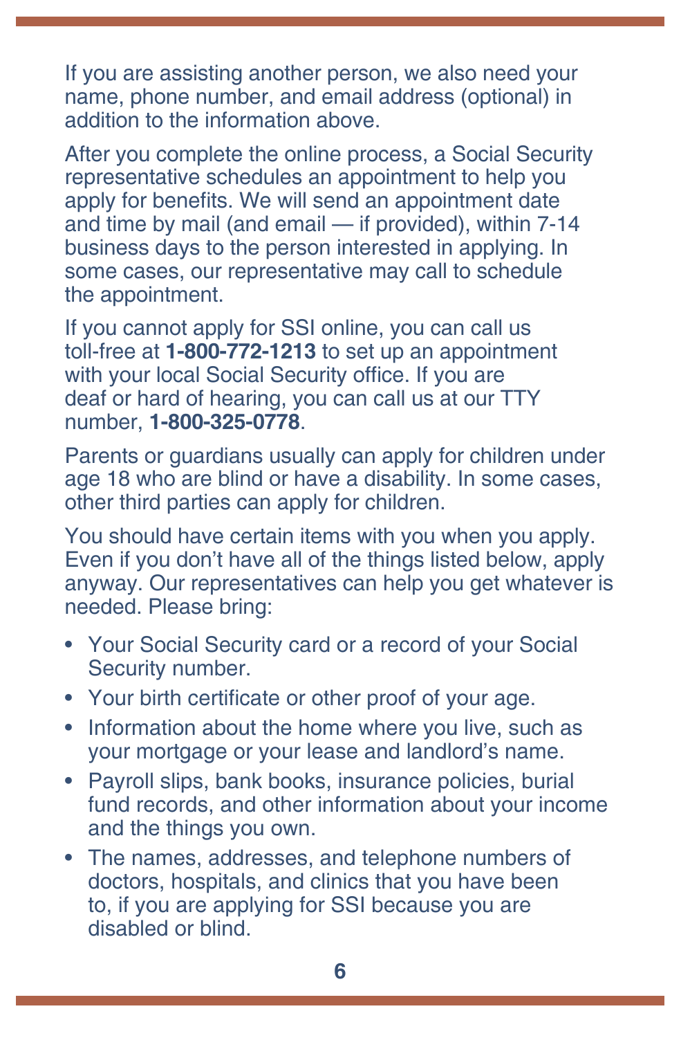If you are assisting another person, we also need your name, phone number, and email address (optional) in addition to the information above.

After you complete the online process, a Social Security representative schedules an appointment to help you apply for benefits. We will send an appointment date and time by mail (and email — if provided), within 7-14 business days to the person interested in applying. In some cases, our representative may call to schedule the appointment.

If you cannot apply for SSI online, you can call us toll-free at **1-800-772-1213** to set up an appointment with your local Social Security office. If you are deaf or hard of hearing, you can call us at our TTY number, **1-800-325-0778**.

Parents or guardians usually can apply for children under age 18 who are blind or have a disability. In some cases, other third parties can apply for children.

You should have certain items with you when you apply. Even if you don't have all of the things listed below, apply anyway. Our representatives can help you get whatever is needed. Please bring:

- Your Social Security card or a record of your Social Security number.
- Your birth certificate or other proof of your age.
- Information about the home where you live, such as your mortgage or your lease and landlord's name.
- Payroll slips, bank books, insurance policies, burial fund records, and other information about your income and the things you own.
- The names, addresses, and telephone numbers of doctors, hospitals, and clinics that you have been to, if you are applying for SSI because you are disabled or blind.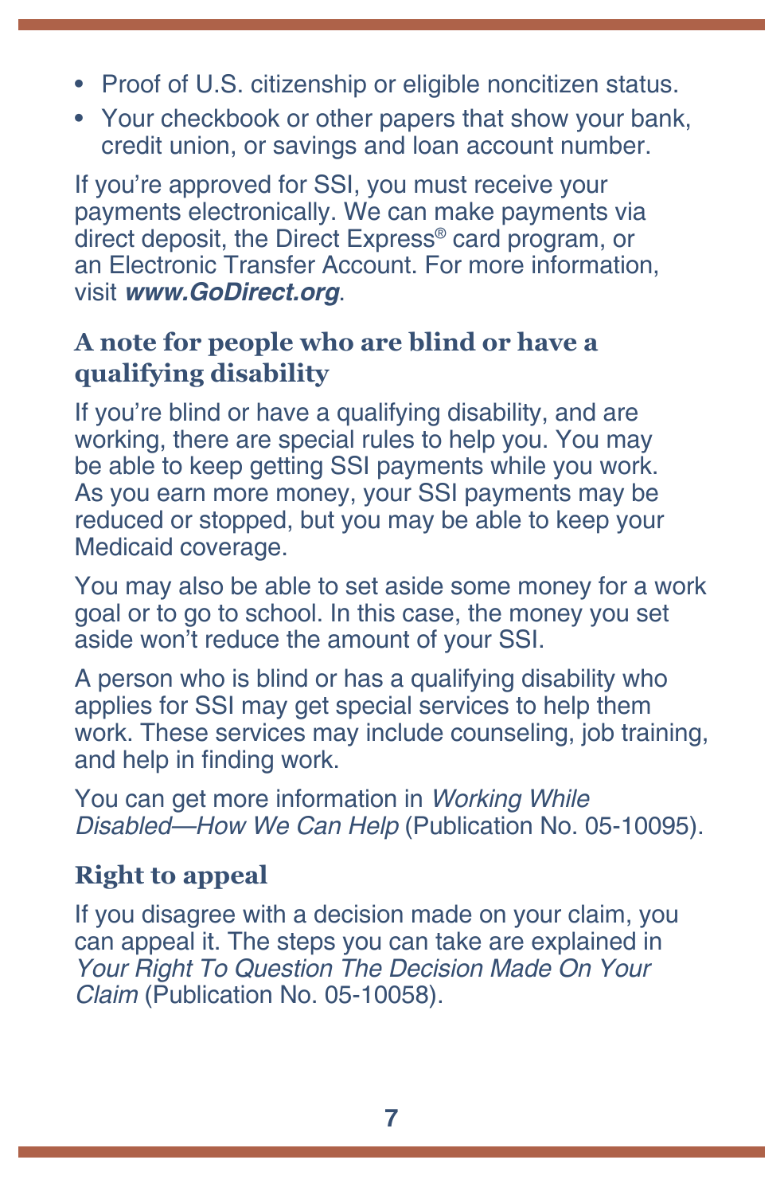- Proof of U.S. citizenship or eligible noncitizen status.
- Your checkbook or other papers that show your bank, credit union, or savings and loan account number.

If you're approved for SSI, you must receive your payments electronically. We can make payments via direct deposit, the Direct Express® card program, or an Electronic Transfer Account. For more information, visit ***www.GoDirect.org***.

### A note for people who are blind or have a qualifying disability

If you're blind or have a qualifying disability, and are working, there are special rules to help you. You may be able to keep getting SSI payments while you work. As you earn more money, your SSI payments may be reduced or stopped, but you may be able to keep your Medicaid coverage.

You may also be able to set aside some money for a work goal or to go to school. In this case, the money you set aside won't reduce the amount of your SSI.

A person who is blind or has a qualifying disability who applies for SSI may get special services to help them work. These services may include counseling, job training, and help in finding work.

You can get more information in *Working While Disabled—How We Can Help* (Publication No. 05-10095).

### Right to appeal

If you disagree with a decision made on your claim, you can appeal it. The steps you can take are explained in *Your Right To Question The Decision Made On Your Claim* (Publication No. 05-10058).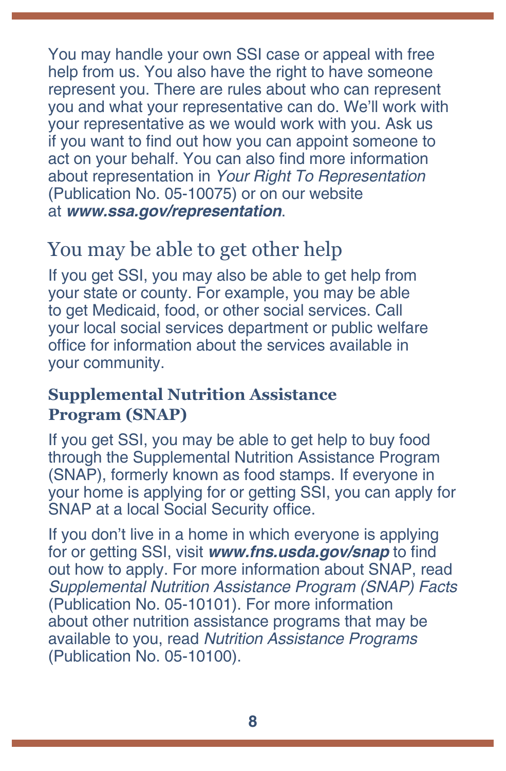You may handle your own SSI case or appeal with free help from us. You also have the right to have someone represent you. There are rules about who can represent you and what your representative can do. We'll work with your representative as we would work with you. Ask us if you want to find out how you can appoint someone to act on your behalf. You can also find more information about representation in *Your Right To Representation* (Publication No. 05-10075) or on our website at ***www.ssa.gov/representation***.

## You may be able to get other help

If you get SSI, you may also be able to get help from your state or county. For example, you may be able to get Medicaid, food, or other social services. Call your local social services department or public welfare office for information about the services available in your community.

### Supplemental Nutrition Assistance Program (SNAP)

If you get SSI, you may be able to get help to buy food through the Supplemental Nutrition Assistance Program (SNAP), formerly known as food stamps. If everyone in your home is applying for or getting SSI, you can apply for SNAP at a local Social Security office.

If you don't live in a home in which everyone is applying for or getting SSI, visit ***www.fns.usda.gov/snap*** to find out how to apply. For more information about SNAP, read *Supplemental Nutrition Assistance Program (SNAP) Facts* (Publication No. 05-10101). For more information about other nutrition assistance programs that may be available to you, read *Nutrition Assistance Programs* (Publication No. 05-10100).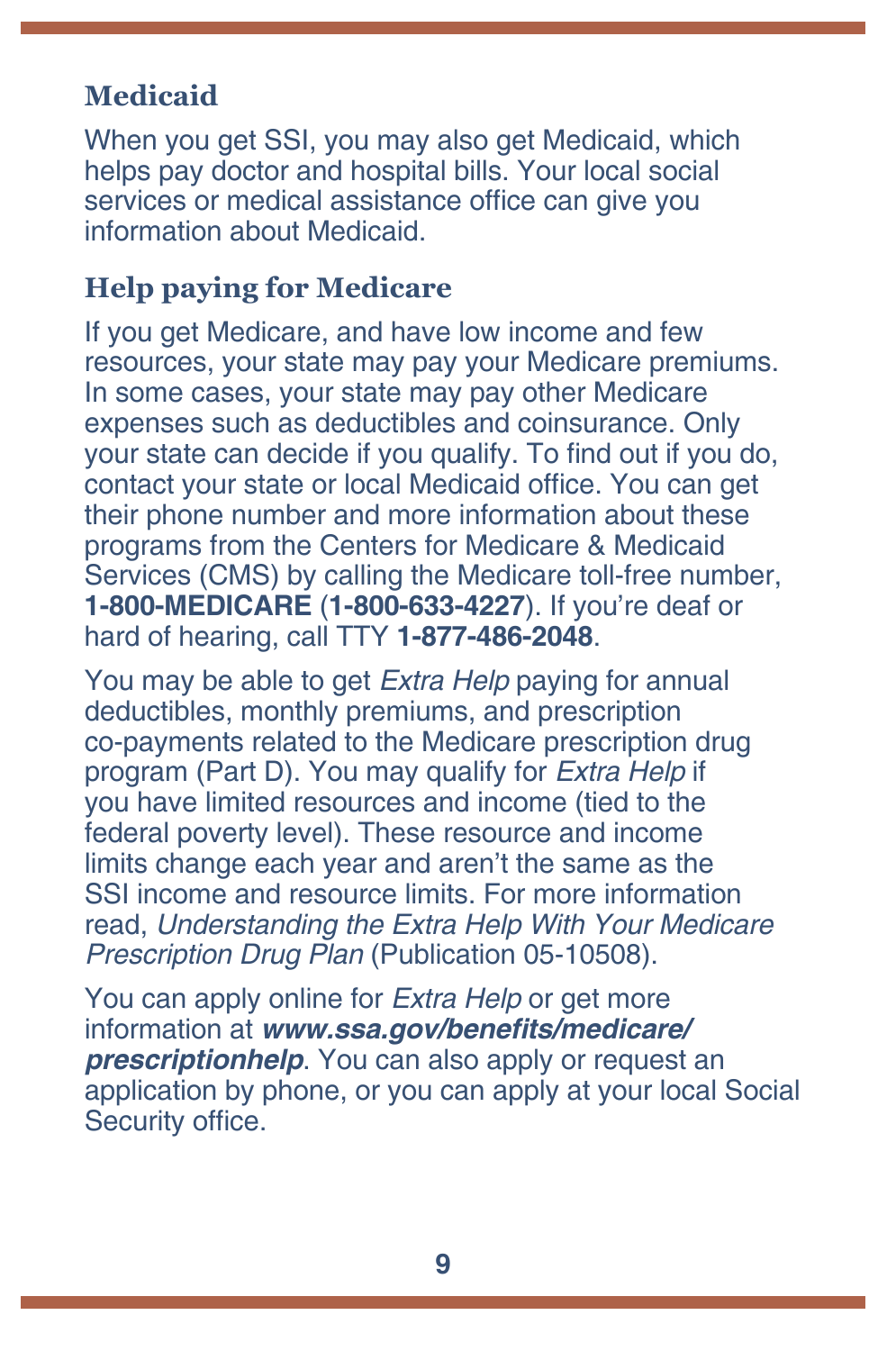## Medicaid

When you get SSI, you may also get Medicaid, which helps pay doctor and hospital bills. Your local social services or medical assistance office can give you information about Medicaid.

## Help paying for Medicare

If you get Medicare, and have low income and few resources, your state may pay your Medicare premiums. In some cases, your state may pay other Medicare expenses such as deductibles and coinsurance. Only your state can decide if you qualify. To find out if you do, contact your state or local Medicaid office. You can get their phone number and more information about these programs from the Centers for Medicare & Medicaid Services (CMS) by calling the Medicare toll-free number, **1-800-MEDICARE** (**1-800-633-4227**). If you're deaf or hard of hearing, call TTY **1-877-486-2048**.

You may be able to get *Extra Help* paying for annual deductibles, monthly premiums, and prescription co-payments related to the Medicare prescription drug program (Part D). You may qualify for *Extra Help* if you have limited resources and income (tied to the federal poverty level). These resource and income limits change each year and aren't the same as the SSI income and resource limits. For more information read, *Understanding the Extra Help With Your Medicare Prescription Drug Plan* (Publication 05-10508).

You can apply online for *Extra Help* or get more information at ***www.ssa.gov/benefits/medicare/prescriptionhelp***. You can also apply or request an application by phone, or you can apply at your local Social Security office.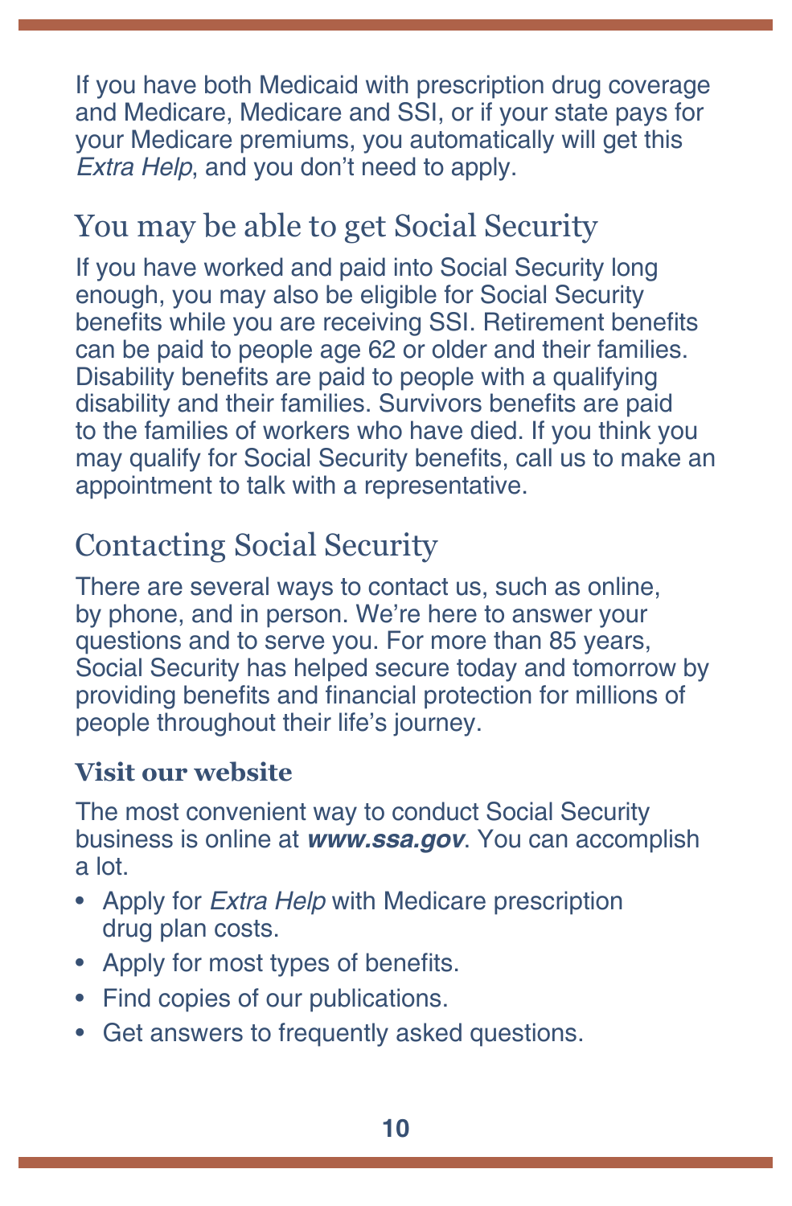If you have both Medicaid with prescription drug coverage and Medicare, Medicare and SSI, or if your state pays for your Medicare premiums, you automatically will get this *Extra Help*, and you don't need to apply.

## You may be able to get Social Security

If you have worked and paid into Social Security long enough, you may also be eligible for Social Security benefits while you are receiving SSI. Retirement benefits can be paid to people age 62 or older and their families. Disability benefits are paid to people with a qualifying disability and their families. Survivors benefits are paid to the families of workers who have died. If you think you may qualify for Social Security benefits, call us to make an appointment to talk with a representative.

## Contacting Social Security

There are several ways to contact us, such as online, by phone, and in person. We're here to answer your questions and to serve you. For more than 85 years, Social Security has helped secure today and tomorrow by providing benefits and financial protection for millions of people throughout their life's journey.

### Visit our website

The most convenient way to conduct Social Security business is online at ***www.ssa.gov***. You can accomplish a lot.

- Apply for *Extra Help* with Medicare prescription drug plan costs.
- Apply for most types of benefits.
- Find copies of our publications.
- Get answers to frequently asked questions.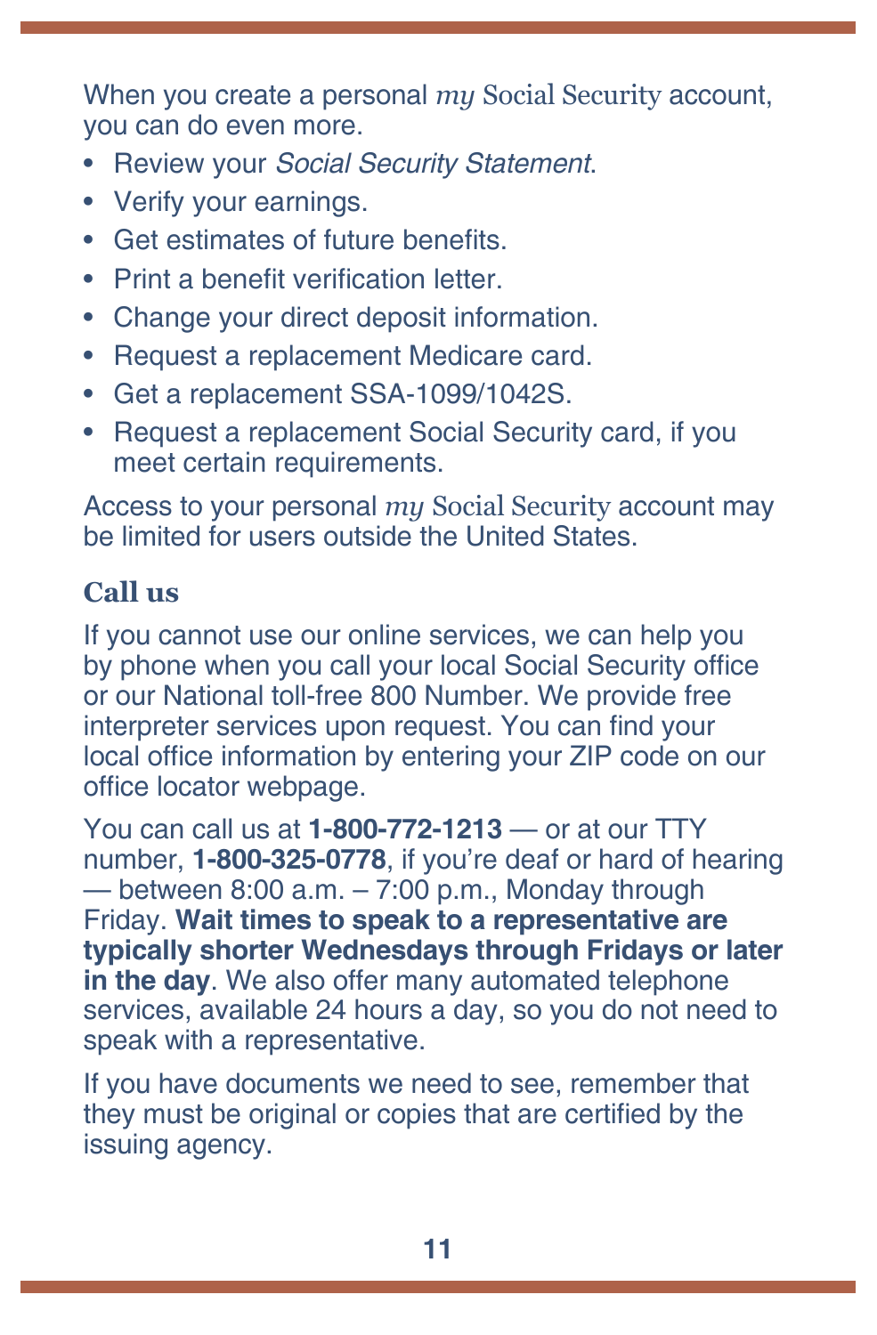When you create a personal *my* Social Security account, you can do even more.

- Review your *Social Security Statement*.
- Verify your earnings.
- Get estimates of future benefits.
- Print a benefit verification letter.
- Change your direct deposit information.
- Request a replacement Medicare card.
- Get a replacement SSA-1099/1042S.
- Request a replacement Social Security card, if you meet certain requirements.

Access to your personal *my* Social Security account may be limited for users outside the United States.

### Call us

If you cannot use our online services, we can help you by phone when you call your local Social Security office or our National toll-free 800 Number. We provide free interpreter services upon request. You can find your local office information by entering your ZIP code on our office locator webpage.

You can call us at **1-800-772-1213** — or at our TTY number, **1-800-325-0778**, if you're deaf or hard of hearing — between 8:00 a.m. – 7:00 p.m., Monday through Friday. **Wait times to speak to a representative are typically shorter Wednesdays through Fridays or later in the day**. We also offer many automated telephone services, available 24 hours a day, so you do not need to speak with a representative.

If you have documents we need to see, remember that they must be original or copies that are certified by the issuing agency.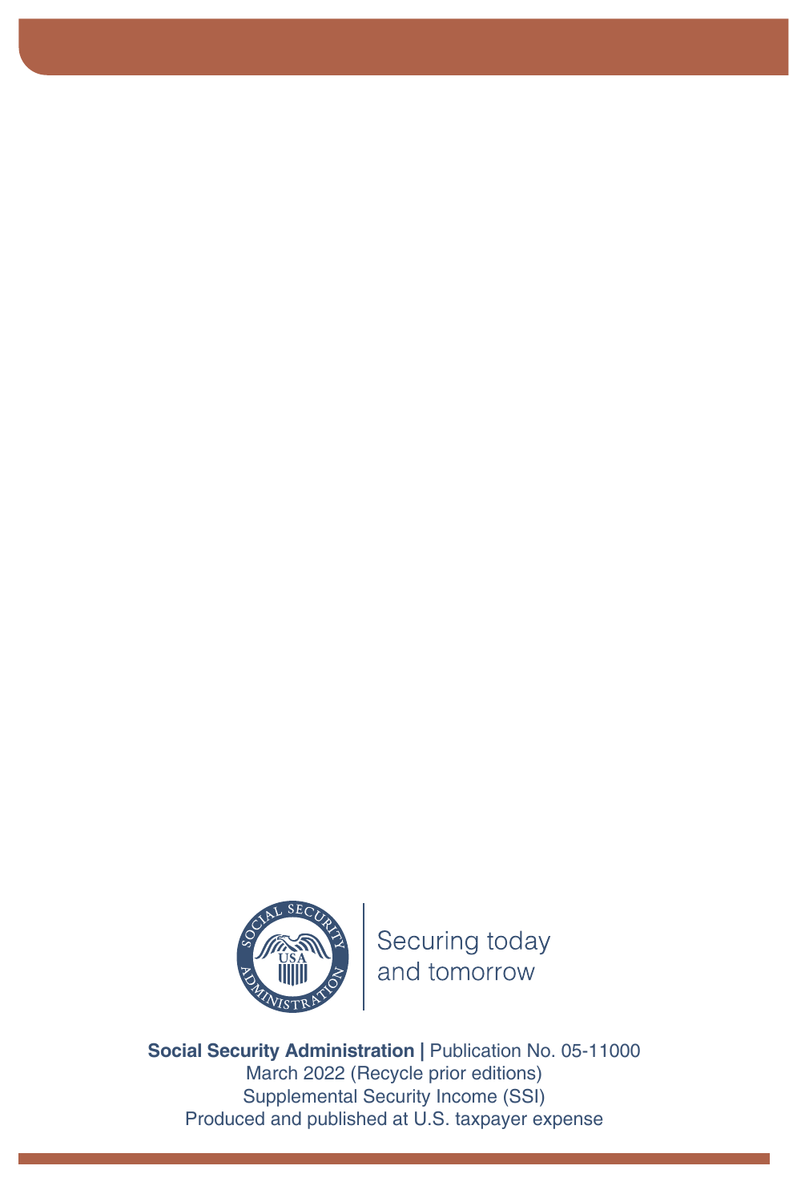Securing today
and tomorrow

**Social Security Administration |** Publication No. 05-11000
March 2022 (Recycle prior editions)
Supplemental Security Income (SSI)
Produced and published at U.S. taxpayer expense